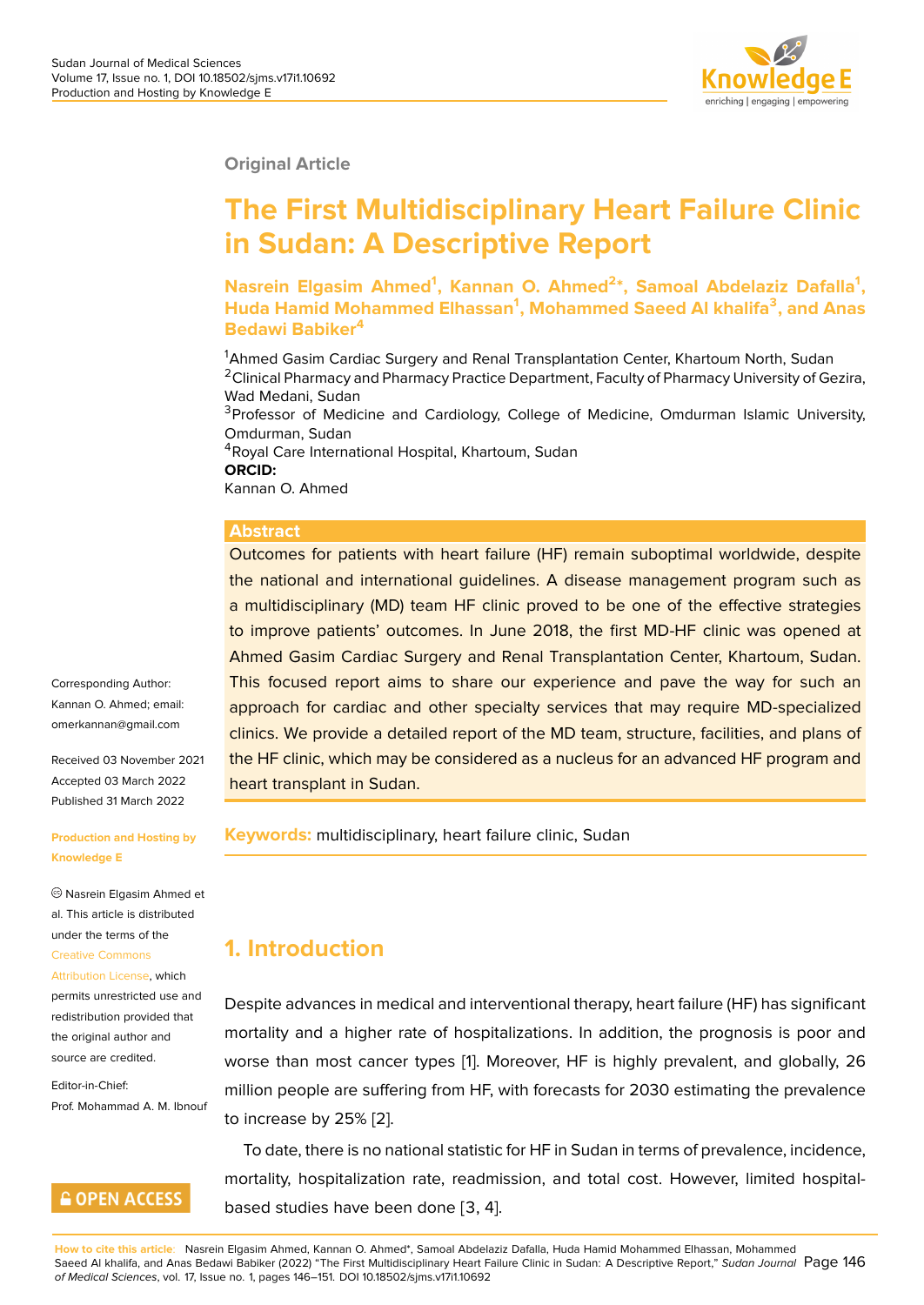Original Article

# The First Multidisciplinary Heart Failure Clinic in Sudan: A Descriptive Report

**Nasrein Elgasim Ahmed[1], Kannan O. Ahmed[2]*, Samoal Abdelaziz Dafalla[1], Huda Hamid Mohammed Elhassan[1], Mohammed Saeed Al khalifa[3], and Anas Bedawi Babiker[4]**

[1]Ahmed Gasim Cardiac Surgery and Renal Transplantation Center, Khartoum North, Sudan
[2]Clinical Pharmacy and Pharmacy Practice Department, Faculty of Pharmacy University of Gezira, Wad Medani, Sudan
[3]Professor of Medicine and Cardiology, College of Medicine, Omdurman Islamic University, Omdurman, Sudan
[4]Royal Care International Hospital, Khartoum, Sudan
**ORCID:**
Kannan O. Ahmed

Corresponding Author: Kannan O. Ahmed; email: omerkannan@gmail.com

Received 03 November 2021
Accepted 03 March 2022
Published 31 March 2022

**Production and Hosting by Knowledge E**

© Nasrein Elgasim Ahmed et al. This article is distributed under the terms of the Creative Commons Attribution License, which permits unrestricted use and redistribution provided that the original author and source are credited.

Editor-in-Chief:
Prof. Mohammad A. M. Ibnouf

OPEN ACCESS

## Abstract

Outcomes for patients with heart failure (HF) remain suboptimal worldwide, despite the national and international guidelines. A disease management program such as a multidisciplinary (MD) team HF clinic proved to be one of the effective strategies to improve patients' outcomes. In June 2018, the first MD-HF clinic was opened at Ahmed Gasim Cardiac Surgery and Renal Transplantation Center, Khartoum, Sudan. This focused report aims to share our experience and pave the way for such an approach for cardiac and other specialty services that may require MD-specialized clinics. We provide a detailed report of the MD team, structure, facilities, and plans of the HF clinic, which may be considered as a nucleus for an advanced HF program and heart transplant in Sudan.

**Keywords:** multidisciplinary, heart failure clinic, Sudan

## 1. Introduction

Despite advances in medical and interventional therapy, heart failure (HF) has significant mortality and a higher rate of hospitalizations. In addition, the prognosis is poor and worse than most cancer types [1]. Moreover, HF is highly prevalent, and globally, 26 million people are suffering from HF, with forecasts for 2030 estimating the prevalence to increase by 25% [2].

To date, there is no national statistic for HF in Sudan in terms of prevalence, incidence, mortality, hospitalization rate, readmission, and total cost. However, limited hospital-based studies have been done [3, 4].

**How to cite this article**: Nasrein Elgasim Ahmed, Kannan O. Ahmed*, Samoal Abdelaziz Dafalla, Huda Hamid Mohammed Elhassan, Mohammed Saeed Al khalifa, and Anas Bedawi Babiker (2022) "The First Multidisciplinary Heart Failure Clinic in Sudan: A Descriptive Report," *Sudan Journal of Medical Sciences*, vol. 17, Issue no. 1, pages 146–151. DOI 10.18502/sjms.v17i1.10692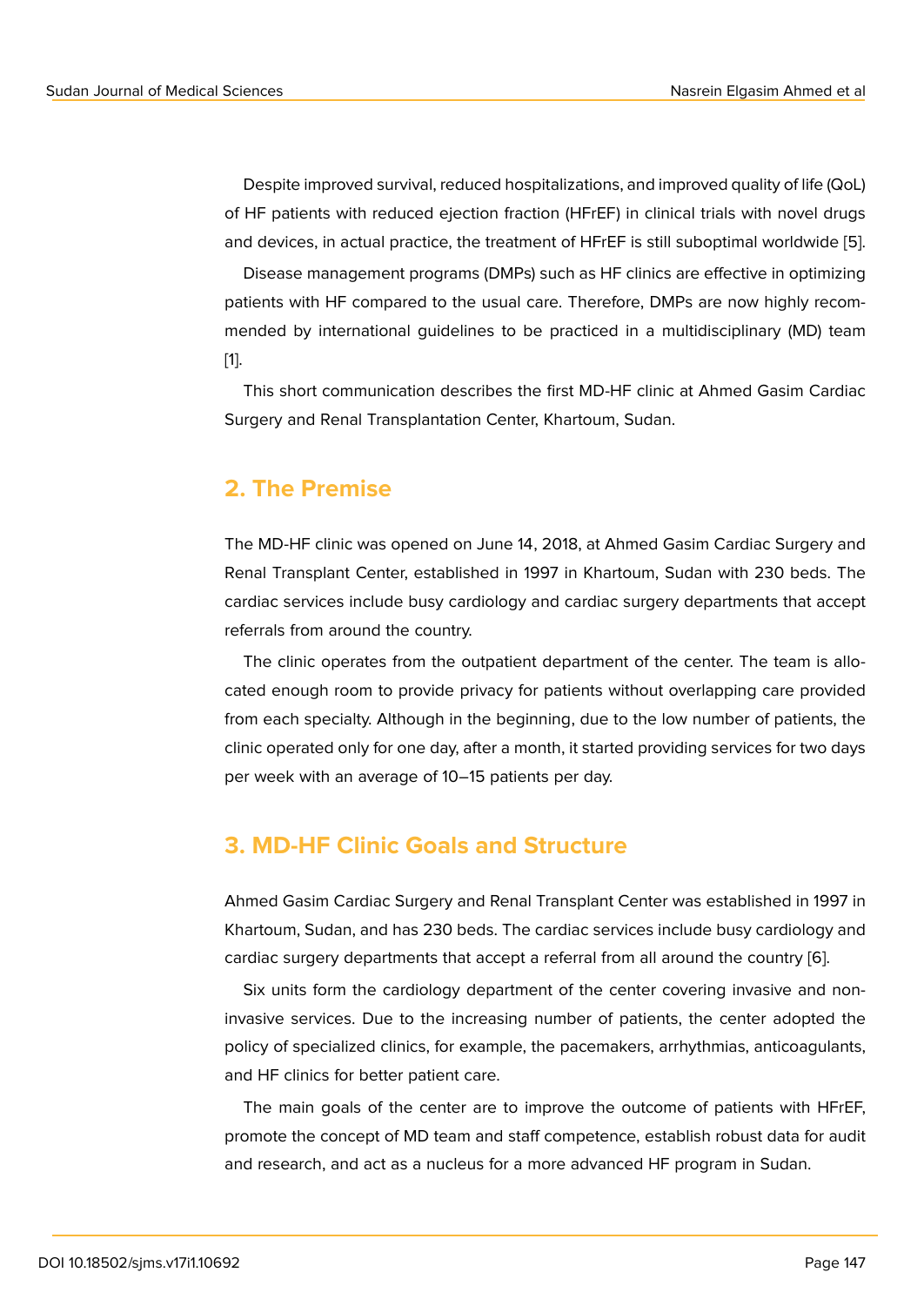Despite improved survival, reduced hospitalizations, and improved quality of life (QoL) of HF patients with reduced ejection fraction (HFrEF) in clinical trials with novel drugs and devices, in actual practice, the treatment of HFrEF is still suboptimal worldwide [5].

Disease management programs (DMPs) such as HF clinics are effective in optimizing patients with HF compared to the usual care. Therefore, DMPs are now highly recommended by international guidelines to be practiced in a multidisciplinary (MD) team [1].

This short communication describes the first MD-HF clinic at Ahmed Gasim Cardiac Surgery and Renal Transplantation Center, Khartoum, Sudan.

## 2. The Premise

The MD-HF clinic was opened on June 14, 2018, at Ahmed Gasim Cardiac Surgery and Renal Transplant Center, established in 1997 in Khartoum, Sudan with 230 beds. The cardiac services include busy cardiology and cardiac surgery departments that accept referrals from around the country.

The clinic operates from the outpatient department of the center. The team is allocated enough room to provide privacy for patients without overlapping care provided from each specialty. Although in the beginning, due to the low number of patients, the clinic operated only for one day, after a month, it started providing services for two days per week with an average of 10–15 patients per day.

## 3. MD-HF Clinic Goals and Structure

Ahmed Gasim Cardiac Surgery and Renal Transplant Center was established in 1997 in Khartoum, Sudan, and has 230 beds. The cardiac services include busy cardiology and cardiac surgery departments that accept a referral from all around the country [6].

Six units form the cardiology department of the center covering invasive and non-invasive services. Due to the increasing number of patients, the center adopted the policy of specialized clinics, for example, the pacemakers, arrhythmias, anticoagulants, and HF clinics for better patient care.

The main goals of the center are to improve the outcome of patients with HFrEF, promote the concept of MD team and staff competence, establish robust data for audit and research, and act as a nucleus for a more advanced HF program in Sudan.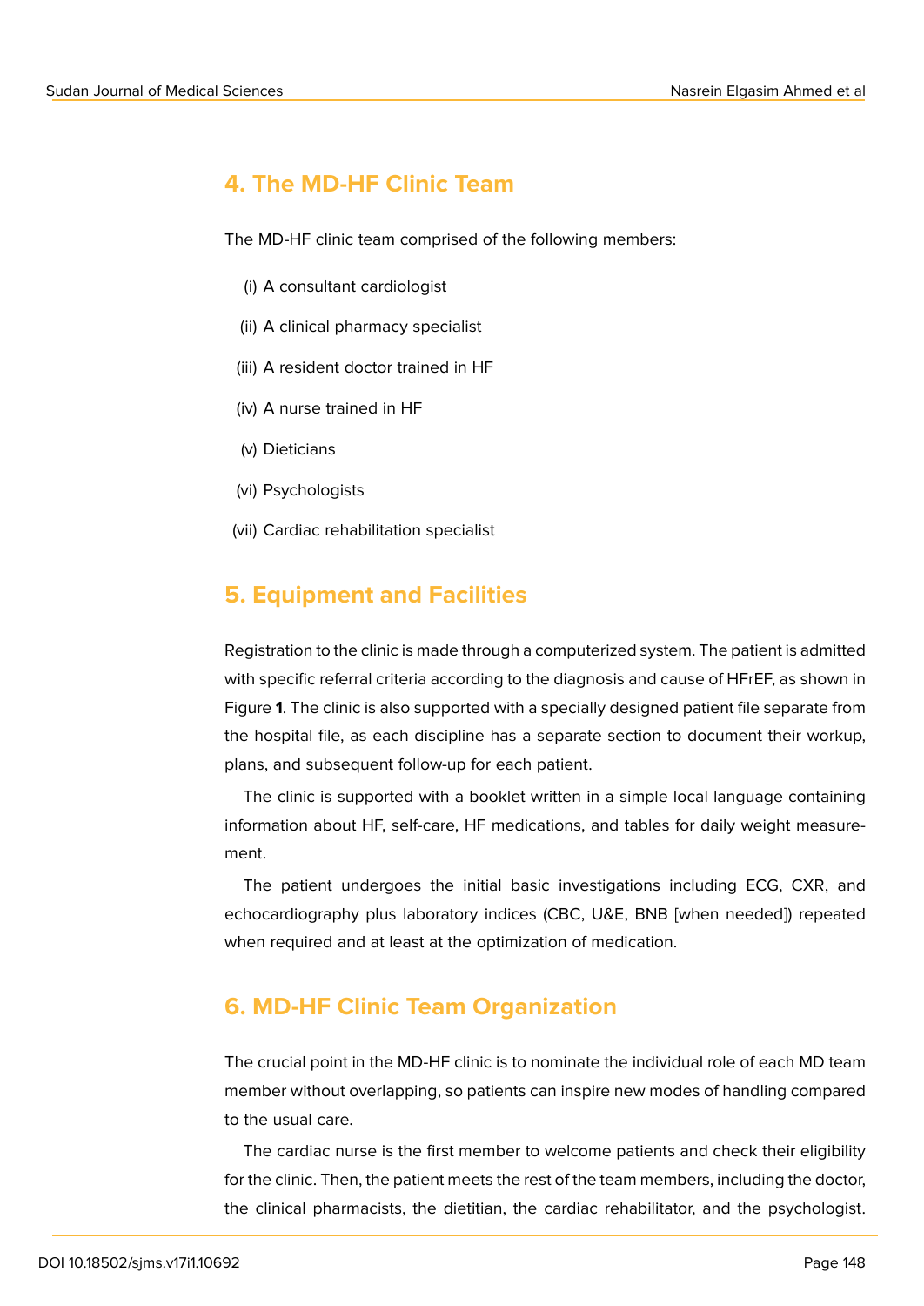## 4. The MD-HF Clinic Team

The MD-HF clinic team comprised of the following members:

(i) A consultant cardiologist

(ii) A clinical pharmacy specialist

(iii) A resident doctor trained in HF

(iv) A nurse trained in HF

(v) Dieticians

(vi) Psychologists

(vii) Cardiac rehabilitation specialist

## 5. Equipment and Facilities

Registration to the clinic is made through a computerized system. The patient is admitted with specific referral criteria according to the diagnosis and cause of HFrEF, as shown in Figure **1**. The clinic is also supported with a specially designed patient file separate from the hospital file, as each discipline has a separate section to document their workup, plans, and subsequent follow-up for each patient.

The clinic is supported with a booklet written in a simple local language containing information about HF, self-care, HF medications, and tables for daily weight measurement.

The patient undergoes the initial basic investigations including ECG, CXR, and echocardiography plus laboratory indices (CBC, U&E, BNB [when needed]) repeated when required and at least at the optimization of medication.

## 6. MD-HF Clinic Team Organization

The crucial point in the MD-HF clinic is to nominate the individual role of each MD team member without overlapping, so patients can inspire new modes of handling compared to the usual care.

The cardiac nurse is the first member to welcome patients and check their eligibility for the clinic. Then, the patient meets the rest of the team members, including the doctor, the clinical pharmacists, the dietitian, the cardiac rehabilitator, and the psychologist.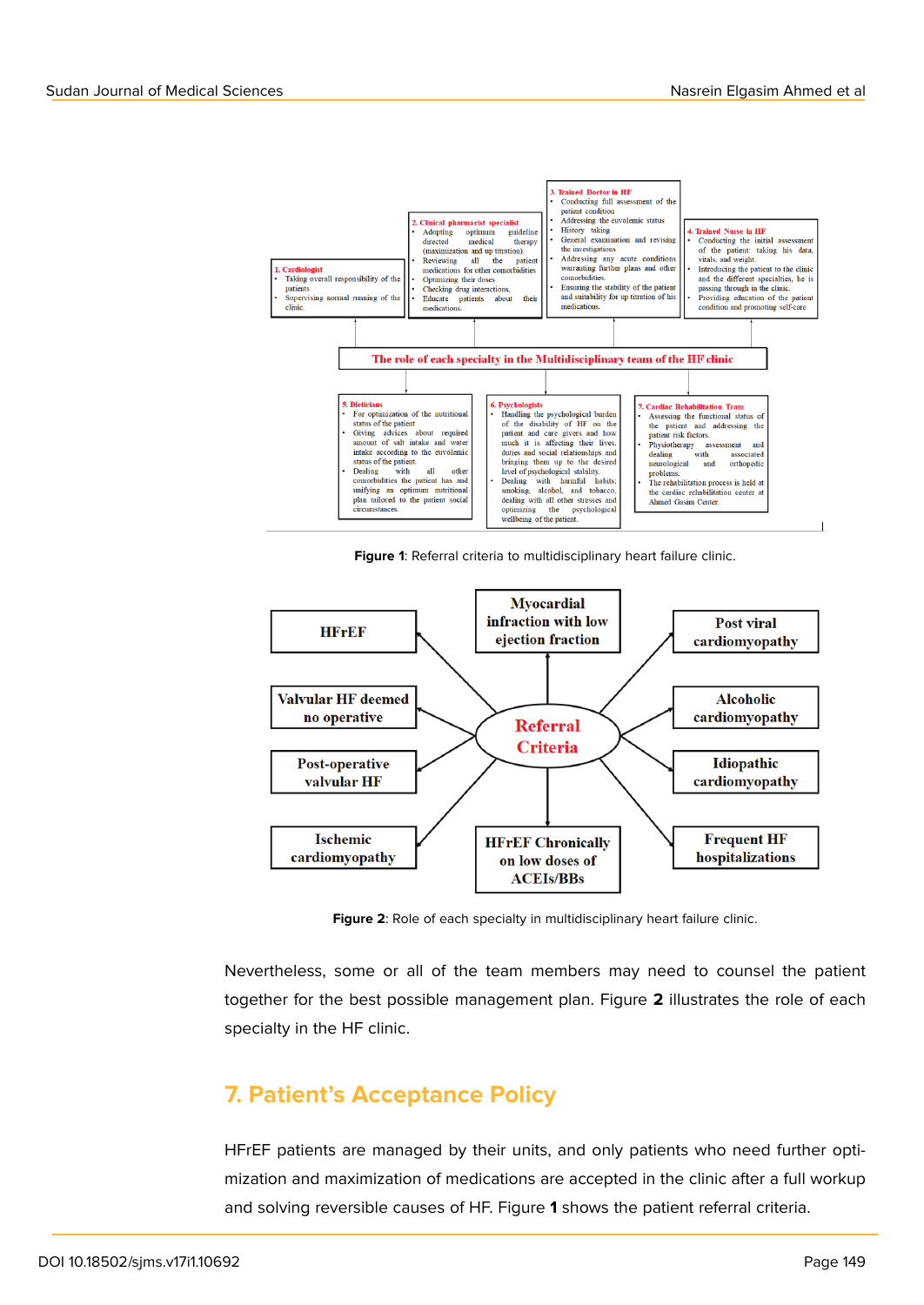1. Cardiologist
- Taking overall responsibility of the patients
- Supervising normal running of the clinic.

2. Clinical pharmacist specialist
- Adopting optimum guideline directed medical therapy (maximization and up titration).
- Reviewing all the patient medications for other comorbidities
- Optimizing their doses
- Checking drug interactions,
- Educate patients about their medications.

3. Trained Doctor in HF
- Conducting full assessment of the patient condition
- Addressing the euvolemic status
- History taking
- General examination and revising the investigations
- Addressing any acute conditions warranting further plans and other comorbidities.
- Ensuring the stability of the patient and suitability for up titration of his medications.

4. Trained Nurse in HF
- Conducting the initial assessment of the patient: taking his data, vitals, and weight.
- Introducing the patient to the clinic and the different specialties, he is passing through in the clinic.
- Providing education of the patient condition and promoting self-care

The role of each specialty in the Multidisciplinary team of the HF clinic

5. Dieticians
- For optimization of the nutritional status of the patient
- Giving advices about required amount of salt intake and water intake according to the euvolemic status of the patient.
- Dealing with all other comorbidities the patient has and unifying an optimum nutritional plan tailored to the patient social circumstances.

6. Psychologists
- Handling the psychological burden of the disability of HF on the patient and care givers and how much it is affecting their lives, duties and social relationships and bringing them up to the desired level of psychological stability.
- Dealing with harmful habits; smoking, alcohol, and tobacco, dealing with all other stresses and optimizing the psychological wellbeing of the patient.

7. Cardiac Rehabilitation Team
- Assessing the functional status of the patient and addressing the patient risk factors.
- Physiotherapy assessment and dealing with associated neurological and orthopedic problems.
- The rehabilitation process is held at the cardiac rehabilitation center at Ahmed Gasim Center.

**Figure 1**: Referral criteria to multidisciplinary heart failure clinic.

Referral Criteria:
- HFrEF
- Myocardial infraction with low ejection fraction
- Post viral cardiomyopathy
- Valvular HF deemed no operative
- Alcoholic cardiomyopathy
- Post-operative valvular HF
- Idiopathic cardiomyopathy
- Ischemic cardiomyopathy
- HFrEF Chronically on low doses of ACEIs/BBs
- Frequent HF hospitalizations

**Figure 2**: Role of each specialty in multidisciplinary heart failure clinic.

Nevertheless, some or all of the team members may need to counsel the patient together for the best possible management plan. Figure **2** illustrates the role of each specialty in the HF clinic.

## 7. Patient's Acceptance Policy

HFrEF patients are managed by their units, and only patients who need further optimization and maximization of medications are accepted in the clinic after a full workup and solving reversible causes of HF. Figure **1** shows the patient referral criteria.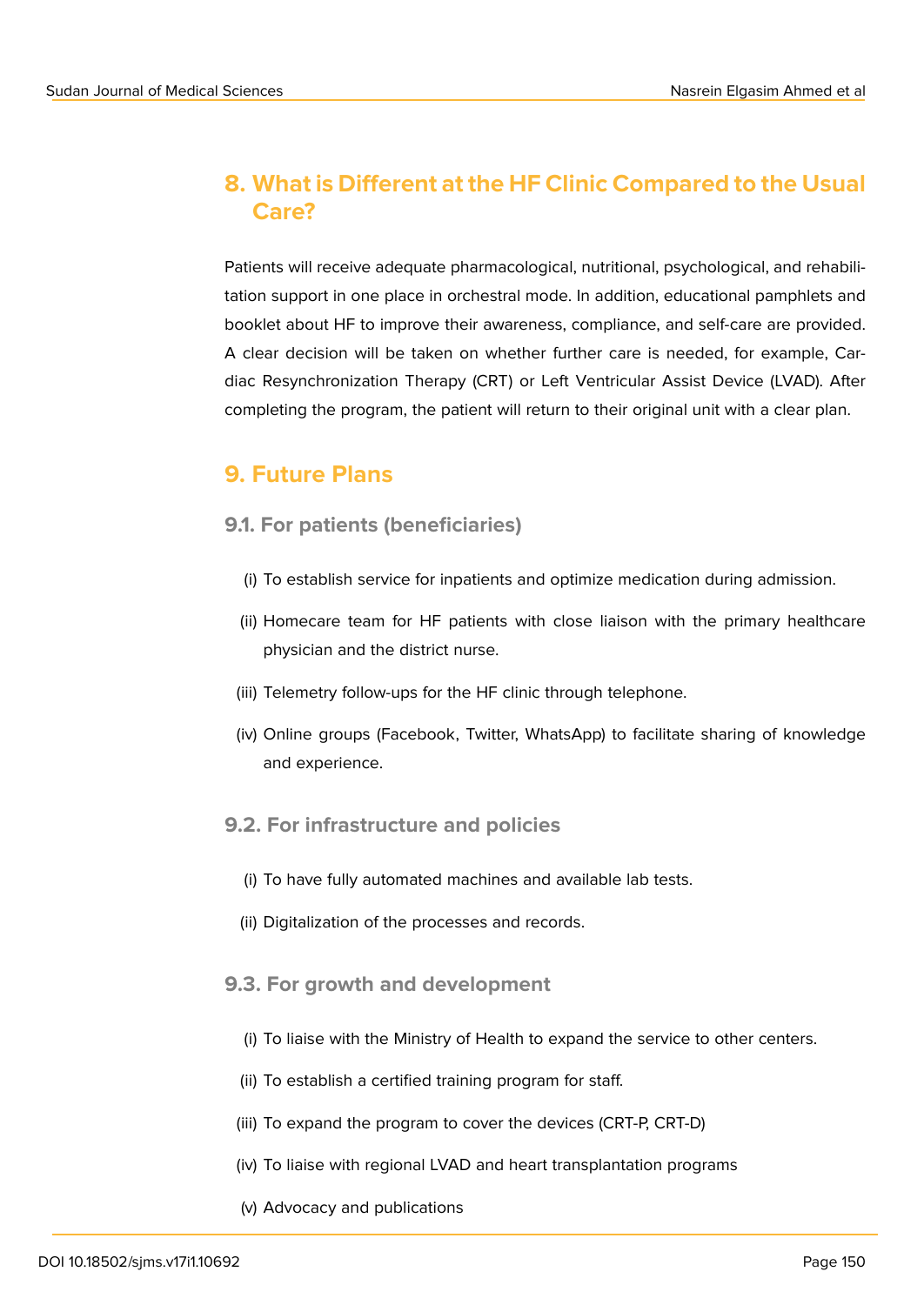## 8. What is Different at the HF Clinic Compared to the Usual Care?

Patients will receive adequate pharmacological, nutritional, psychological, and rehabilitation support in one place in orchestral mode. In addition, educational pamphlets and booklet about HF to improve their awareness, compliance, and self-care are provided. A clear decision will be taken on whether further care is needed, for example, Cardiac Resynchronization Therapy (CRT) or Left Ventricular Assist Device (LVAD). After completing the program, the patient will return to their original unit with a clear plan.

## 9. Future Plans

### 9.1. For patients (beneficiaries)

(i) To establish service for inpatients and optimize medication during admission.

(ii) Homecare team for HF patients with close liaison with the primary healthcare physician and the district nurse.

(iii) Telemetry follow-ups for the HF clinic through telephone.

(iv) Online groups (Facebook, Twitter, WhatsApp) to facilitate sharing of knowledge and experience.

### 9.2. For infrastructure and policies

(i) To have fully automated machines and available lab tests.

(ii) Digitalization of the processes and records.

### 9.3. For growth and development

(i) To liaise with the Ministry of Health to expand the service to other centers.

(ii) To establish a certified training program for staff.

(iii) To expand the program to cover the devices (CRT-P, CRT-D)

(iv) To liaise with regional LVAD and heart transplantation programs

(v) Advocacy and publications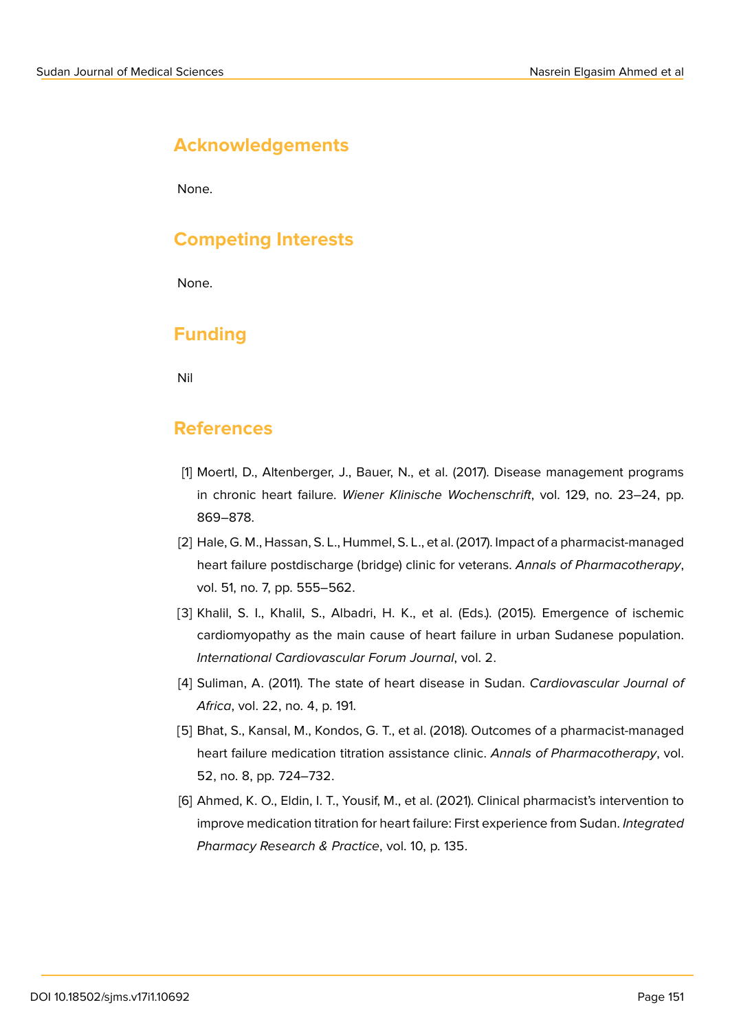## Acknowledgements

None.

## Competing Interests

None.

## Funding

Nil

## References

[1] Moertl, D., Altenberger, J., Bauer, N., et al. (2017). Disease management programs in chronic heart failure. *Wiener Klinische Wochenschrift*, vol. 129, no. 23–24, pp. 869–878.

[2] Hale, G. M., Hassan, S. L., Hummel, S. L., et al. (2017). Impact of a pharmacist-managed heart failure postdischarge (bridge) clinic for veterans. *Annals of Pharmacotherapy*, vol. 51, no. 7, pp. 555–562.

[3] Khalil, S. I., Khalil, S., Albadri, H. K., et al. (Eds.). (2015). Emergence of ischemic cardiomyopathy as the main cause of heart failure in urban Sudanese population. *International Cardiovascular Forum Journal*, vol. 2.

[4] Suliman, A. (2011). The state of heart disease in Sudan. *Cardiovascular Journal of Africa*, vol. 22, no. 4, p. 191.

[5] Bhat, S., Kansal, M., Kondos, G. T., et al. (2018). Outcomes of a pharmacist-managed heart failure medication titration assistance clinic. *Annals of Pharmacotherapy*, vol. 52, no. 8, pp. 724–732.

[6] Ahmed, K. O., Eldin, I. T., Yousif, M., et al. (2021). Clinical pharmacist's intervention to improve medication titration for heart failure: First experience from Sudan. *Integrated Pharmacy Research & Practice*, vol. 10, p. 135.